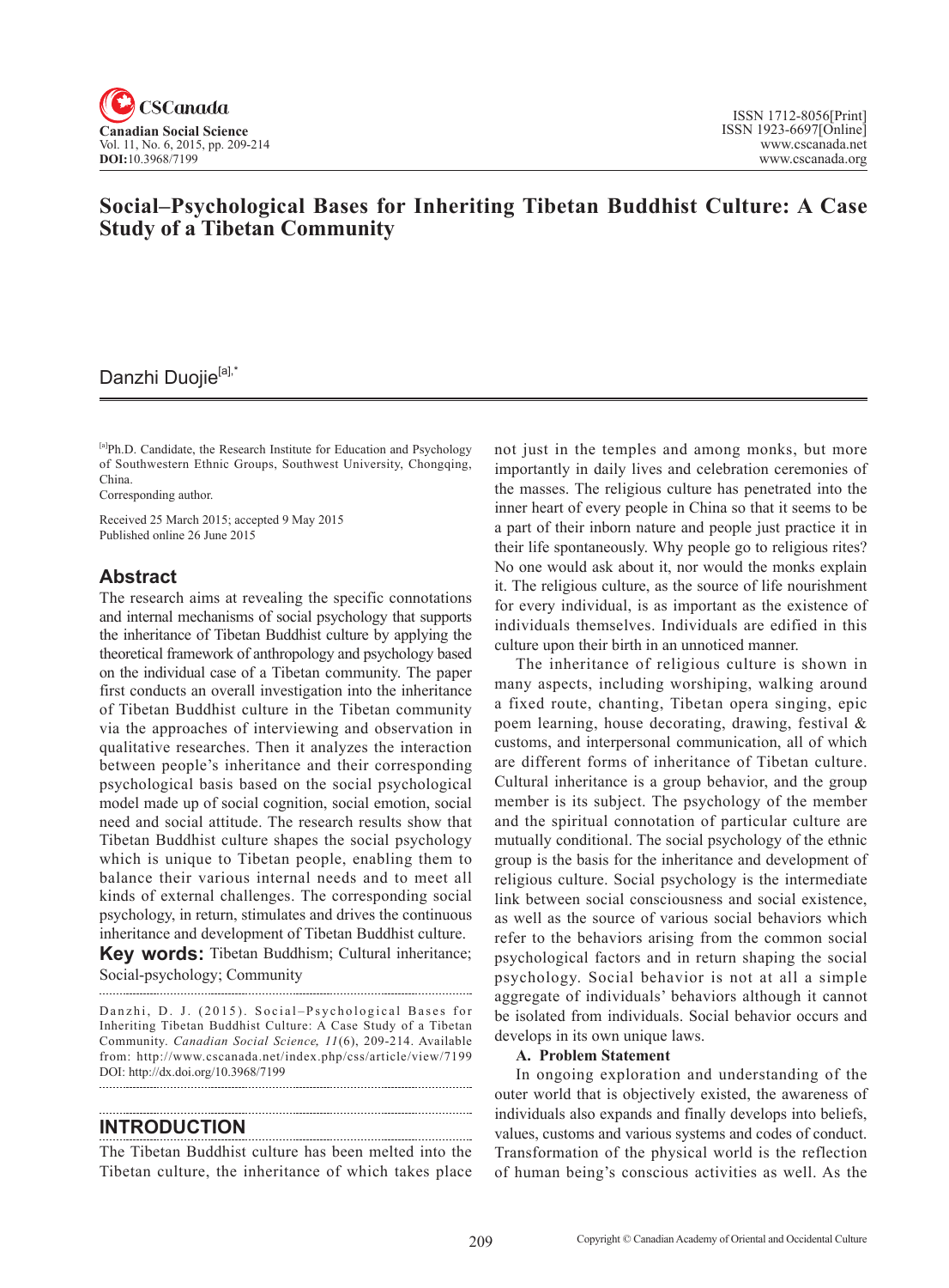# Social–Psychological Bases for Inheriting Tibetan Buddhist Culture: A Case Study of a Tibetan Community

Danzhi Duojie[a],*

[a]Ph.D. Candidate, the Research Institute for Education and Psychology of Southwestern Ethnic Groups, Southwest University, Chongqing, China.

*Corresponding author.

Received 25 March 2015; accepted 9 May 2015
Published online 26 June 2015

## Abstract

The research aims at revealing the specific connotations and internal mechanisms of social psychology that supports the inheritance of Tibetan Buddhist culture by applying the theoretical framework of anthropology and psychology based on the individual case of a Tibetan community. The paper first conducts an overall investigation into the inheritance of Tibetan Buddhist culture in the Tibetan community via the approaches of interviewing and observation in qualitative researches. Then it analyzes the interaction between people's inheritance and their corresponding psychological basis based on the social psychological model made up of social cognition, social emotion, social need and social attitude. The research results show that Tibetan Buddhist culture shapes the social psychology which is unique to Tibetan people, enabling them to balance their various internal needs and to meet all kinds of external challenges. The corresponding social psychology, in return, stimulates and drives the continuous inheritance and development of Tibetan Buddhist culture.

**Key words:** Tibetan Buddhism; Cultural inheritance; Social-psychology; Community

Danzhi, D. J. (2015). Social–Psychological Bases for Inheriting Tibetan Buddhist Culture: A Case Study of a Tibetan Community. *Canadian Social Science, 11*(6), 209-214. Available from: http://www.cscanada.net/index.php/css/article/view/7199
DOI: http://dx.doi.org/10.3968/7199

## INTRODUCTION

The Tibetan Buddhist culture has been melted into the Tibetan culture, the inheritance of which takes place not just in the temples and among monks, but more importantly in daily lives and celebration ceremonies of the masses. The religious culture has penetrated into the inner heart of every people in China so that it seems to be a part of their inborn nature and people just practice it in their life spontaneously. Why people go to religious rites? No one would ask about it, nor would the monks explain it. The religious culture, as the source of life nourishment for every individual, is as important as the existence of individuals themselves. Individuals are edified in this culture upon their birth in an unnoticed manner.

The inheritance of religious culture is shown in many aspects, including worshiping, walking around a fixed route, chanting, Tibetan opera singing, epic poem learning, house decorating, drawing, festival & customs, and interpersonal communication, all of which are different forms of inheritance of Tibetan culture. Cultural inheritance is a group behavior, and the group member is its subject. The psychology of the member and the spiritual connotation of particular culture are mutually conditional. The social psychology of the ethnic group is the basis for the inheritance and development of religious culture. Social psychology is the intermediate link between social consciousness and social existence, as well as the source of various social behaviors which refer to the behaviors arising from the common social psychological factors and in return shaping the social psychology. Social behavior is not at all a simple aggregate of individuals' behaviors although it cannot be isolated from individuals. Social behavior occurs and develops in its own unique laws.

### A. Problem Statement

In ongoing exploration and understanding of the outer world that is objectively existed, the awareness of individuals also expands and finally develops into beliefs, values, customs and various systems and codes of conduct. Transformation of the physical world is the reflection of human being's conscious activities as well. As the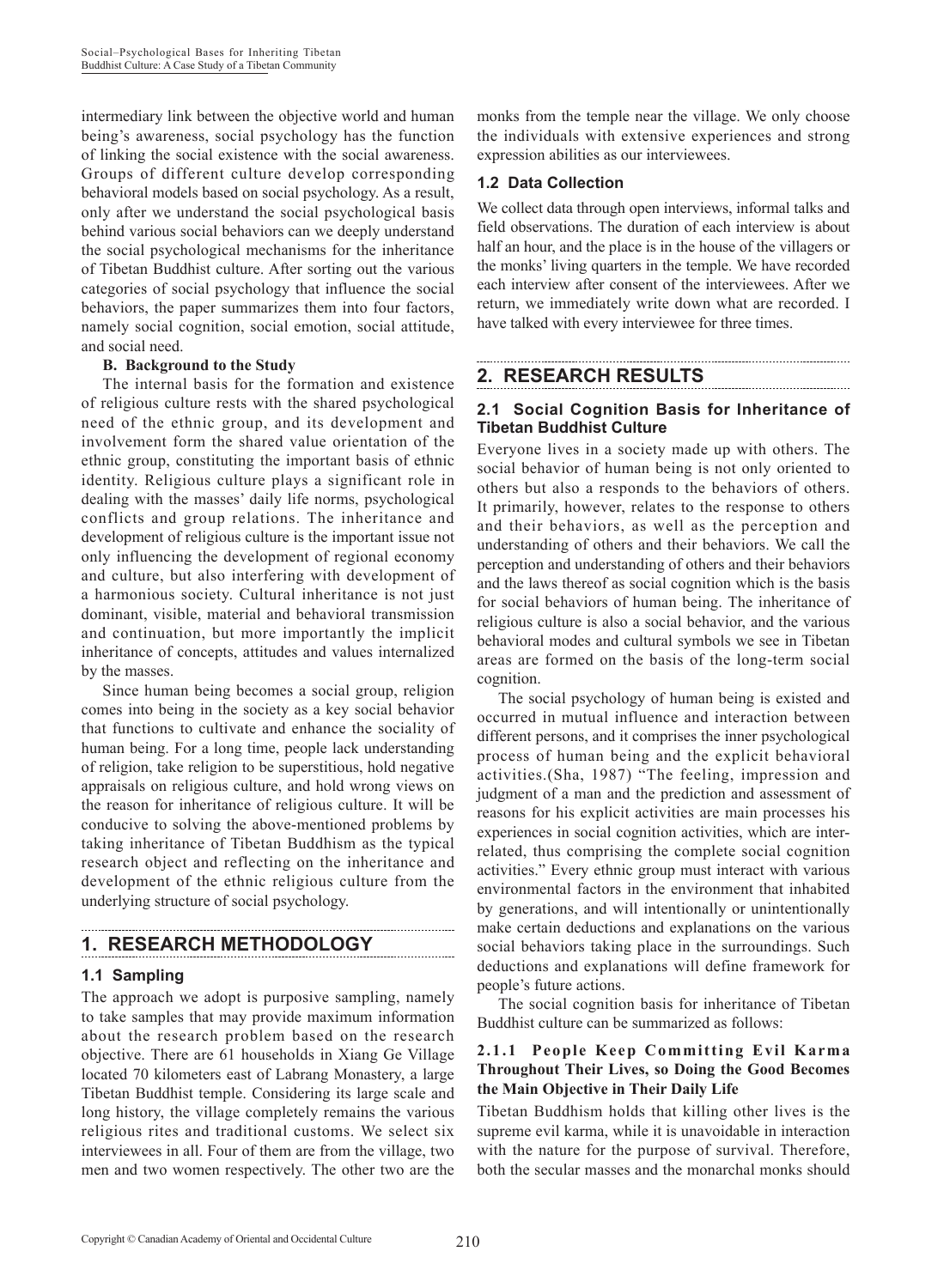intermediary link between the objective world and human being's awareness, social psychology has the function of linking the social existence with the social awareness. Groups of different culture develop corresponding behavioral models based on social psychology. As a result, only after we understand the social psychological basis behind various social behaviors can we deeply understand the social psychological mechanisms for the inheritance of Tibetan Buddhist culture. After sorting out the various categories of social psychology that influence the social behaviors, the paper summarizes them into four factors, namely social cognition, social emotion, social attitude, and social need.

**B. Background to the Study**

The internal basis for the formation and existence of religious culture rests with the shared psychological need of the ethnic group, and its development and involvement form the shared value orientation of the ethnic group, constituting the important basis of ethnic identity. Religious culture plays a significant role in dealing with the masses' daily life norms, psychological conflicts and group relations. The inheritance and development of religious culture is the important issue not only influencing the development of regional economy and culture, but also interfering with development of a harmonious society. Cultural inheritance is not just dominant, visible, material and behavioral transmission and continuation, but more importantly the implicit inheritance of concepts, attitudes and values internalized by the masses.

Since human being becomes a social group, religion comes into being in the society as a key social behavior that functions to cultivate and enhance the sociality of human being. For a long time, people lack understanding of religion, take religion to be superstitious, hold negative appraisals on religious culture, and hold wrong views on the reason for inheritance of religious culture. It will be conducive to solving the above-mentioned problems by taking inheritance of Tibetan Buddhism as the typical research object and reflecting on the inheritance and development of the ethnic religious culture from the underlying structure of social psychology.

## 1. RESEARCH METHODOLOGY

### 1.1 Sampling

The approach we adopt is purposive sampling, namely to take samples that may provide maximum information about the research problem based on the research objective. There are 61 households in Xiang Ge Village located 70 kilometers east of Labrang Monastery, a large Tibetan Buddhist temple. Considering its large scale and long history, the village completely remains the various religious rites and traditional customs. We select six interviewees in all. Four of them are from the village, two men and two women respectively. The other two are the monks from the temple near the village. We only choose the individuals with extensive experiences and strong expression abilities as our interviewees.

### 1.2 Data Collection

We collect data through open interviews, informal talks and field observations. The duration of each interview is about half an hour, and the place is in the house of the villagers or the monks' living quarters in the temple. We have recorded each interview after consent of the interviewees. After we return, we immediately write down what are recorded. I have talked with every interviewee for three times.

## 2. RESEARCH RESULTS

### 2.1 Social Cognition Basis for Inheritance of Tibetan Buddhist Culture

Everyone lives in a society made up with others. The social behavior of human being is not only oriented to others but also a responds to the behaviors of others. It primarily, however, relates to the response to others and their behaviors, as well as the perception and understanding of others and their behaviors. We call the perception and understanding of others and their behaviors and the laws thereof as social cognition which is the basis for social behaviors of human being. The inheritance of religious culture is also a social behavior, and the various behavioral modes and cultural symbols we see in Tibetan areas are formed on the basis of the long-term social cognition.

The social psychology of human being is existed and occurred in mutual influence and interaction between different persons, and it comprises the inner psychological process of human being and the explicit behavioral activities.(Sha, 1987) "The feeling, impression and judgment of a man and the prediction and assessment of reasons for his explicit activities are main processes his experiences in social cognition activities, which are inter-related, thus comprising the complete social cognition activities." Every ethnic group must interact with various environmental factors in the environment that inhabited by generations, and will intentionally or unintentionally make certain deductions and explanations on the various social behaviors taking place in the surroundings. Such deductions and explanations will define framework for people's future actions.

The social cognition basis for inheritance of Tibetan Buddhist culture can be summarized as follows:

#### 2.1.1 People Keep Committing Evil Karma Throughout Their Lives, so Doing the Good Becomes the Main Objective in Their Daily Life

Tibetan Buddhism holds that killing other lives is the supreme evil karma, while it is unavoidable in interaction with the nature for the purpose of survival. Therefore, both the secular masses and the monarchal monks should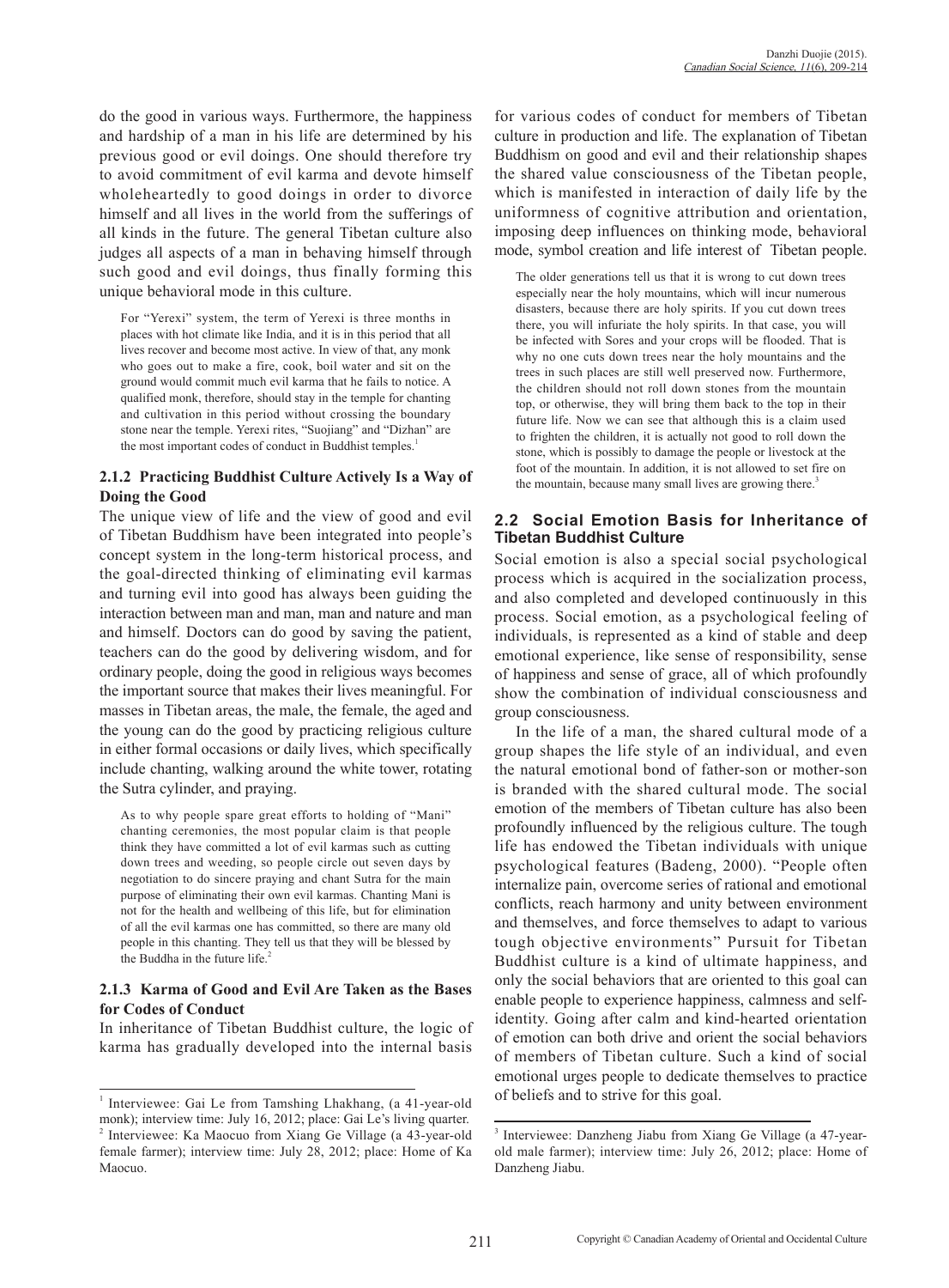do the good in various ways. Furthermore, the happiness and hardship of a man in his life are determined by his previous good or evil doings. One should therefore try to avoid commitment of evil karma and devote himself wholeheartedly to good doings in order to divorce himself and all lives in the world from the sufferings of all kinds in the future. The general Tibetan culture also judges all aspects of a man in behaving himself through such good and evil doings, thus finally forming this unique behavioral mode in this culture.

> For "Yerexi" system, the term of Yerexi is three months in places with hot climate like India, and it is in this period that all lives recover and become most active. In view of that, any monk who goes out to make a fire, cook, boil water and sit on the ground would commit much evil karma that he fails to notice. A qualified monk, therefore, should stay in the temple for chanting and cultivation in this period without crossing the boundary stone near the temple. Yerexi rites, "Suojiang" and "Dizhan" are the most important codes of conduct in Buddhist temples.[1]

### 2.1.2 Practicing Buddhist Culture Actively Is a Way of Doing the Good

The unique view of life and the view of good and evil of Tibetan Buddhism have been integrated into people's concept system in the long-term historical process, and the goal-directed thinking of eliminating evil karmas and turning evil into good has always been guiding the interaction between man and man, man and nature and man and himself. Doctors can do good by saving the patient, teachers can do the good by delivering wisdom, and for ordinary people, doing the good in religious ways becomes the important source that makes their lives meaningful. For masses in Tibetan areas, the male, the female, the aged and the young can do the good by practicing religious culture in either formal occasions or daily lives, which specifically include chanting, walking around the white tower, rotating the Sutra cylinder, and praying.

> As to why people spare great efforts to holding of "Mani" chanting ceremonies, the most popular claim is that people think they have committed a lot of evil karmas such as cutting down trees and weeding, so people circle out seven days by negotiation to do sincere praying and chant Sutra for the main purpose of eliminating their own evil karmas. Chanting Mani is not for the health and wellbeing of this life, but for elimination of all the evil karmas one has committed, so there are many old people in this chanting. They tell us that they will be blessed by the Buddha in the future life.[2]

### 2.1.3 Karma of Good and Evil Are Taken as the Bases for Codes of Conduct

In inheritance of Tibetan Buddhist culture, the logic of karma has gradually developed into the internal basis for various codes of conduct for members of Tibetan culture in production and life. The explanation of Tibetan Buddhism on good and evil and their relationship shapes the shared value consciousness of the Tibetan people, which is manifested in interaction of daily life by the uniformness of cognitive attribution and orientation, imposing deep influences on thinking mode, behavioral mode, symbol creation and life interest of Tibetan people.

> The older generations tell us that it is wrong to cut down trees especially near the holy mountains, which will incur numerous disasters, because there are holy spirits. If you cut down trees there, you will infuriate the holy spirits. In that case, you will be infected with Sores and your crops will be flooded. That is why no one cuts down trees near the holy mountains and the trees in such places are still well preserved now. Furthermore, the children should not roll down stones from the mountain top, or otherwise, they will bring them back to the top in their future life. Now we can see that although this is a claim used to frighten the children, it is actually not good to roll down the stone, which is possibly to damage the people or livestock at the foot of the mountain. In addition, it is not allowed to set fire on the mountain, because many small lives are growing there.[3]

## 2.2 Social Emotion Basis for Inheritance of Tibetan Buddhist Culture

Social emotion is also a special social psychological process which is acquired in the socialization process, and also completed and developed continuously in this process. Social emotion, as a psychological feeling of individuals, is represented as a kind of stable and deep emotional experience, like sense of responsibility, sense of happiness and sense of grace, all of which profoundly show the combination of individual consciousness and group consciousness.

In the life of a man, the shared cultural mode of a group shapes the life style of an individual, and even the natural emotional bond of father-son or mother-son is branded with the shared cultural mode. The social emotion of the members of Tibetan culture has also been profoundly influenced by the religious culture. The tough life has endowed the Tibetan individuals with unique psychological features (Badeng, 2000). "People often internalize pain, overcome series of rational and emotional conflicts, reach harmony and unity between environment and themselves, and force themselves to adapt to various tough objective environments" Pursuit for Tibetan Buddhist culture is a kind of ultimate happiness, and only the social behaviors that are oriented to this goal can enable people to experience happiness, calmness and self-identity. Going after calm and kind-hearted orientation of emotion can both drive and orient the social behaviors of members of Tibetan culture. Such a kind of social emotional urges people to dedicate themselves to practice of beliefs and to strive for this goal.

---

[1] Interviewee: Gai Le from Tamshing Lhakhang, (a 41-year-old monk); interview time: July 16, 2012; place: Gai Le's living quarter.

[2] Interviewee: Ka Maocuo from Xiang Ge Village (a 43-year-old female farmer); interview time: July 28, 2012; place: Home of Ka Maocuo.

[3] Interviewee: Danzheng Jiabu from Xiang Ge Village (a 47-year-old male farmer); interview time: July 26, 2012; place: Home of Danzheng Jiabu.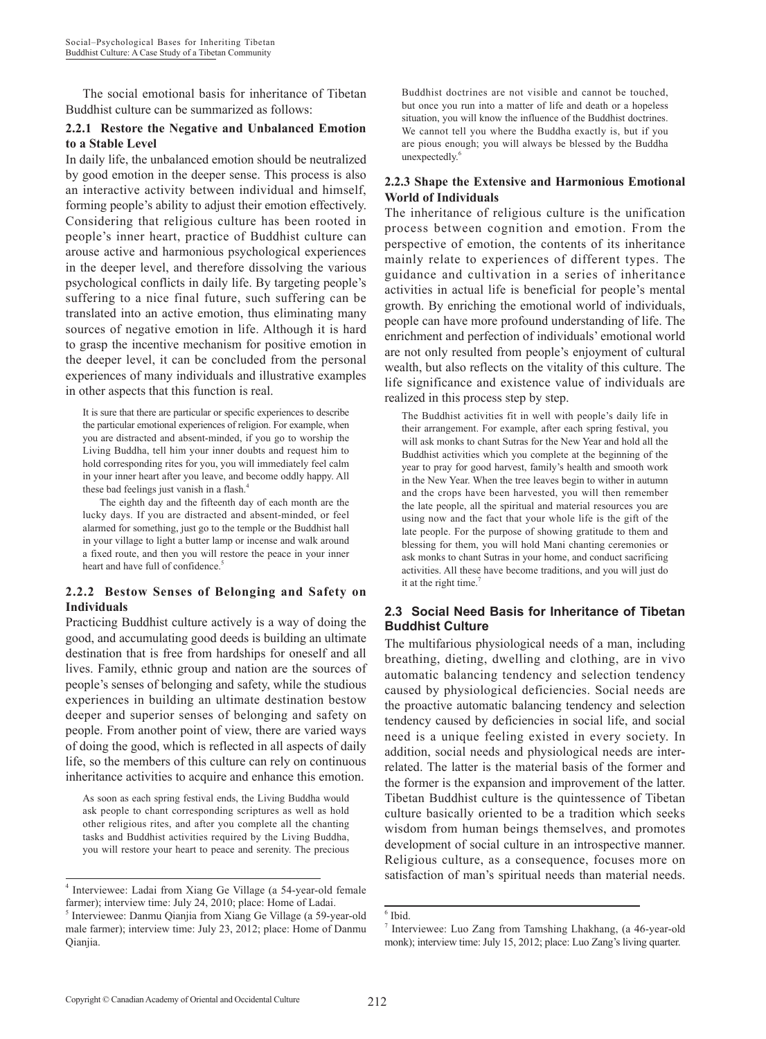The social emotional basis for inheritance of Tibetan Buddhist culture can be summarized as follows:

### 2.2.1 Restore the Negative and Unbalanced Emotion to a Stable Level

In daily life, the unbalanced emotion should be neutralized by good emotion in the deeper sense. This process is also an interactive activity between individual and himself, forming people's ability to adjust their emotion effectively. Considering that religious culture has been rooted in people's inner heart, practice of Buddhist culture can arouse active and harmonious psychological experiences in the deeper level, and therefore dissolving the various psychological conflicts in daily life. By targeting people's suffering to a nice final future, such suffering can be translated into an active emotion, thus eliminating many sources of negative emotion in life. Although it is hard to grasp the incentive mechanism for positive emotion in the deeper level, it can be concluded from the personal experiences of many individuals and illustrative examples in other aspects that this function is real.

> It is sure that there are particular or specific experiences to describe the particular emotional experiences of religion. For example, when you are distracted and absent-minded, if you go to worship the Living Buddha, tell him your inner doubts and request him to hold corresponding rites for you, you will immediately feel calm in your inner heart after you leave, and become oddly happy. All these bad feelings just vanish in a flash.[4]
>
> The eighth day and the fifteenth day of each month are the lucky days. If you are distracted and absent-minded, or feel alarmed for something, just go to the temple or the Buddhist hall in your village to light a butter lamp or incense and walk around a fixed route, and then you will restore the peace in your inner heart and have full of confidence.[5]

### 2.2.2 Bestow Senses of Belonging and Safety on Individuals

Practicing Buddhist culture actively is a way of doing the good, and accumulating good deeds is building an ultimate destination that is free from hardships for oneself and all lives. Family, ethnic group and nation are the sources of people's senses of belonging and safety, while the studious experiences in building an ultimate destination bestow deeper and superior senses of belonging and safety on people. From another point of view, there are varied ways of doing the good, which is reflected in all aspects of daily life, so the members of this culture can rely on continuous inheritance activities to acquire and enhance this emotion.

> As soon as each spring festival ends, the Living Buddha would ask people to chant corresponding scriptures as well as hold other religious rites, and after you complete all the chanting tasks and Buddhist activities required by the Living Buddha, you will restore your heart to peace and serenity. The precious Buddhist doctrines are not visible and cannot be touched, but once you run into a matter of life and death or a hopeless situation, you will know the influence of the Buddhist doctrines. We cannot tell you where the Buddha exactly is, but if you are pious enough; you will always be blessed by the Buddha unexpectedly.[6]

### 2.2.3 Shape the Extensive and Harmonious Emotional World of Individuals

The inheritance of religious culture is the unification process between cognition and emotion. From the perspective of emotion, the contents of its inheritance mainly relate to experiences of different types. The guidance and cultivation in a series of inheritance activities in actual life is beneficial for people's mental growth. By enriching the emotional world of individuals, people can have more profound understanding of life. The enrichment and perfection of individuals' emotional world are not only resulted from people's enjoyment of cultural wealth, but also reflects on the vitality of this culture. The life significance and existence value of individuals are realized in this process step by step.

> The Buddhist activities fit in well with people's daily life in their arrangement. For example, after each spring festival, you will ask monks to chant Sutras for the New Year and hold all the Buddhist activities which you complete at the beginning of the year to pray for good harvest, family's health and smooth work in the New Year. When the tree leaves begin to wither in autumn and the crops have been harvested, you will then remember the late people, all the spiritual and material resources you are using now and the fact that your whole life is the gift of the late people. For the purpose of showing gratitude to them and blessing for them, you will hold Mani chanting ceremonies or ask monks to chant Sutras in your home, and conduct sacrificing activities. All these have become traditions, and you will just do it at the right time.[7]

## 2.3 Social Need Basis for Inheritance of Tibetan Buddhist Culture

The multifarious physiological needs of a man, including breathing, dieting, dwelling and clothing, are in vivo automatic balancing tendency and selection tendency caused by physiological deficiencies. Social needs are the proactive automatic balancing tendency and selection tendency caused by deficiencies in social life, and social need is a unique feeling existed in every society. In addition, social needs and physiological needs are interrelated. The latter is the material basis of the former and the former is the expansion and improvement of the latter. Tibetan Buddhist culture is the quintessence of Tibetan culture basically oriented to be a tradition which seeks wisdom from human beings themselves, and promotes development of social culture in an introspective manner. Religious culture, as a consequence, focuses more on satisfaction of man's spiritual needs than material needs.

---

[4] Interviewee: Ladai from Xiang Ge Village (a 54-year-old female farmer); interview time: July 24, 2010; place: Home of Ladai.

[5] Interviewee: Danmu Qianjia from Xiang Ge Village (a 59-year-old male farmer); interview time: July 23, 2012; place: Home of Danmu Qianjia.

[6] Ibid.

[7] Interviewee: Luo Zang from Tamshing Lhakhang, (a 46-year-old monk); interview time: July 15, 2012; place: Luo Zang's living quarter.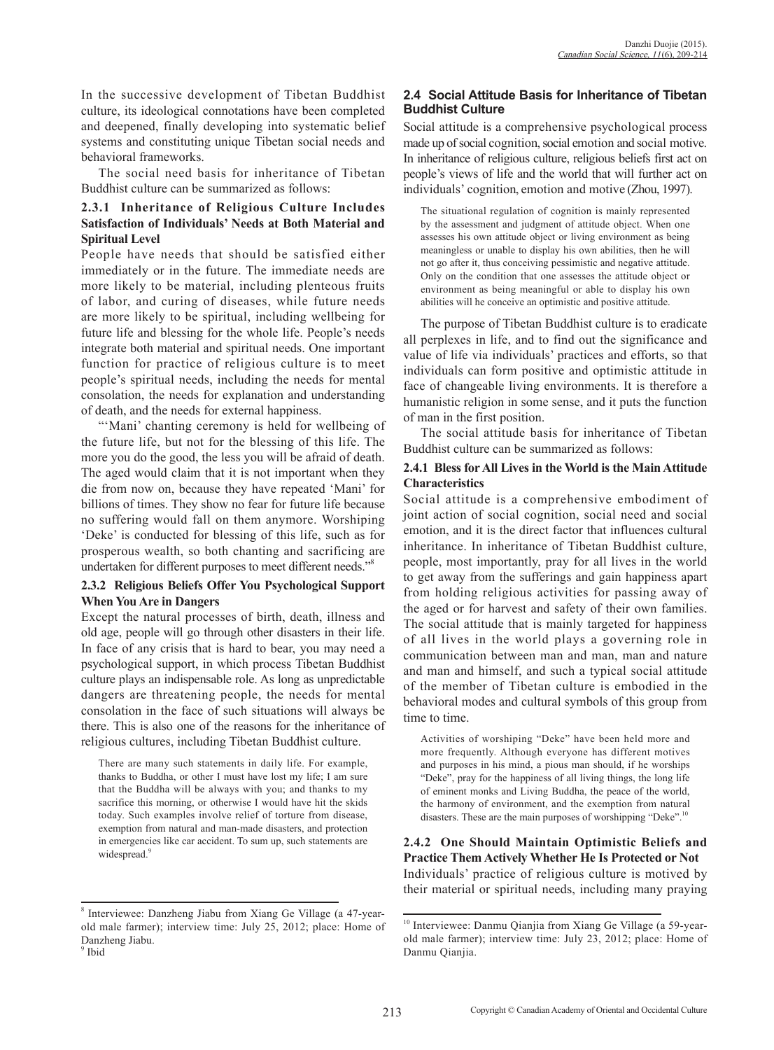In the successive development of Tibetan Buddhist culture, its ideological connotations have been completed and deepened, finally developing into systematic belief systems and constituting unique Tibetan social needs and behavioral frameworks.

The social need basis for inheritance of Tibetan Buddhist culture can be summarized as follows:

#### 2.3.1 Inheritance of Religious Culture Includes Satisfaction of Individuals' Needs at Both Material and Spiritual Level

People have needs that should be satisfied either immediately or in the future. The immediate needs are more likely to be material, including plenteous fruits of labor, and curing of diseases, while future needs are more likely to be spiritual, including wellbeing for future life and blessing for the whole life. People's needs integrate both material and spiritual needs. One important function for practice of religious culture is to meet people's spiritual needs, including the needs for mental consolation, the needs for explanation and understanding of death, and the needs for external happiness.

"'Mani' chanting ceremony is held for wellbeing of the future life, but not for the blessing of this life. The more you do the good, the less you will be afraid of death. The aged would claim that it is not important when they die from now on, because they have repeated 'Mani' for billions of times. They show no fear for future life because no suffering would fall on them anymore. Worshiping 'Deke' is conducted for blessing of this life, such as for prosperous wealth, so both chanting and sacrificing are undertaken for different purposes to meet different needs."[8]

#### 2.3.2 Religious Beliefs Offer You Psychological Support When You Are in Dangers

Except the natural processes of birth, death, illness and old age, people will go through other disasters in their life. In face of any crisis that is hard to bear, you may need a psychological support, in which process Tibetan Buddhist culture plays an indispensable role. As long as unpredictable dangers are threatening people, the needs for mental consolation in the face of such situations will always be there. This is also one of the reasons for the inheritance of religious cultures, including Tibetan Buddhist culture.

> There are many such statements in daily life. For example, thanks to Buddha, or other I must have lost my life; I am sure that the Buddha will be always with you; and thanks to my sacrifice this morning, or otherwise I would have hit the skids today. Such examples involve relief of torture from disease, exemption from natural and man-made disasters, and protection in emergencies like car accident. To sum up, such statements are widespread.[9]

### 2.4 Social Attitude Basis for Inheritance of Tibetan Buddhist Culture

Social attitude is a comprehensive psychological process made up of social cognition, social emotion and social motive. In inheritance of religious culture, religious beliefs first act on people's views of life and the world that will further act on individuals' cognition, emotion and motive (Zhou, 1997).

> The situational regulation of cognition is mainly represented by the assessment and judgment of attitude object. When one assesses his own attitude object or living environment as being meaningless or unable to display his own abilities, then he will not go after it, thus conceiving pessimistic and negative attitude. Only on the condition that one assesses the attitude object or environment as being meaningful or able to display his own abilities will he conceive an optimistic and positive attitude.

The purpose of Tibetan Buddhist culture is to eradicate all perplexes in life, and to find out the significance and value of life via individuals' practices and efforts, so that individuals can form positive and optimistic attitude in face of changeable living environments. It is therefore a humanistic religion in some sense, and it puts the function of man in the first position.

The social attitude basis for inheritance of Tibetan Buddhist culture can be summarized as follows:

#### 2.4.1 Bless for All Lives in the World is the Main Attitude Characteristics

Social attitude is a comprehensive embodiment of joint action of social cognition, social need and social emotion, and it is the direct factor that influences cultural inheritance. In inheritance of Tibetan Buddhist culture, people, most importantly, pray for all lives in the world to get away from the sufferings and gain happiness apart from holding religious activities for passing away of the aged or for harvest and safety of their own families. The social attitude that is mainly targeted for happiness of all lives in the world plays a governing role in communication between man and man, man and nature and man and himself, and such a typical social attitude of the member of Tibetan culture is embodied in the behavioral modes and cultural symbols of this group from time to time.

> Activities of worshiping "Deke" have been held more and more frequently. Although everyone has different motives and purposes in his mind, a pious man should, if he worships "Deke", pray for the happiness of all living things, the long life of eminent monks and Living Buddha, the peace of the world, the harmony of environment, and the exemption from natural disasters. These are the main purposes of worshipping "Deke".[10]

#### 2.4.2 One Should Maintain Optimistic Beliefs and Practice Them Actively Whether He Is Protected or Not

Individuals' practice of religious culture is motived by their material or spiritual needs, including many praying

---

[8] Interviewee: Danzheng Jiabu from Xiang Ge Village (a 47-year-old male farmer); interview time: July 25, 2012; place: Home of Danzheng Jiabu.

[9] Ibid

[10] Interviewee: Danmu Qianjia from Xiang Ge Village (a 59-year-old male farmer); interview time: July 23, 2012; place: Home of Danmu Qianjia.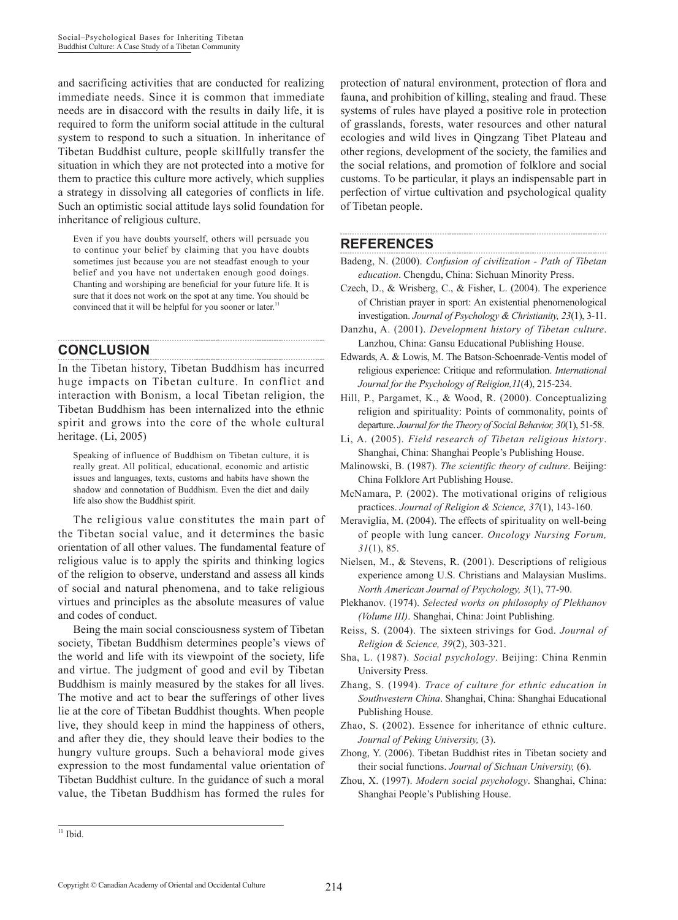and sacrificing activities that are conducted for realizing immediate needs. Since it is common that immediate needs are in disaccord with the results in daily life, it is required to form the uniform social attitude in the cultural system to respond to such a situation. In inheritance of Tibetan Buddhist culture, people skillfully transfer the situation in which they are not protected into a motive for them to practice this culture more actively, which supplies a strategy in dissolving all categories of conflicts in life. Such an optimistic social attitude lays solid foundation for inheritance of religious culture.

> Even if you have doubts yourself, others will persuade you to continue your belief by claiming that you have doubts sometimes just because you are not steadfast enough to your belief and you have not undertaken enough good doings. Chanting and worshiping are beneficial for your future life. It is sure that it does not work on the spot at any time. You should be convinced that it will be helpful for you sooner or later.[11]

## CONCLUSION

In the Tibetan history, Tibetan Buddhism has incurred huge impacts on Tibetan culture. In conflict and interaction with Bonism, a local Tibetan religion, the Tibetan Buddhism has been internalized into the ethnic spirit and grows into the core of the whole cultural heritage. (Li, 2005)

> Speaking of influence of Buddhism on Tibetan culture, it is really great. All political, educational, economic and artistic issues and languages, texts, customs and habits have shown the shadow and connotation of Buddhism. Even the diet and daily life also show the Buddhist spirit.

The religious value constitutes the main part of the Tibetan social value, and it determines the basic orientation of all other values. The fundamental feature of religious value is to apply the spirits and thinking logics of the religion to observe, understand and assess all kinds of social and natural phenomena, and to take religious virtues and principles as the absolute measures of value and codes of conduct.

Being the main social consciousness system of Tibetan society, Tibetan Buddhism determines people's views of the world and life with its viewpoint of the society, life and virtue. The judgment of good and evil by Tibetan Buddhism is mainly measured by the stakes for all lives. The motive and act to bear the sufferings of other lives lie at the core of Tibetan Buddhist thoughts. When people live, they should keep in mind the happiness of others, and after they die, they should leave their bodies to the hungry vulture groups. Such a behavioral mode gives expression to the most fundamental value orientation of Tibetan Buddhist culture. In the guidance of such a moral value, the Tibetan Buddhism has formed the rules for protection of natural environment, protection of flora and fauna, and prohibition of killing, stealing and fraud. These systems of rules have played a positive role in protection of grasslands, forests, water resources and other natural ecologies and wild lives in Qingzang Tibet Plateau and other regions, development of the society, the families and the social relations, and promotion of folklore and social customs. To be particular, it plays an indispensable part in perfection of virtue cultivation and psychological quality of Tibetan people.

## REFERENCES

Badeng, N. (2000). *Confusion of civilization - Path of Tibetan education*. Chengdu, China: Sichuan Minority Press.

Czech, D., & Wrisberg, C., & Fisher, L. (2004). The experience of Christian prayer in sport: An existential phenomenological investigation. *Journal of Psychology & Christianity, 23*(1), 3-11.

Danzhu, A. (2001). *Development history of Tibetan culture*. Lanzhou, China: Gansu Educational Publishing House.

Edwards, A. & Lowis, M. The Batson-Schoenrade-Ventis model of religious experience: Critique and reformulation. *International Journal for the Psychology of Religion,11*(4), 215-234.

Hill, P., Pargamet, K., & Wood, R. (2000). Conceptualizing religion and spirituality: Points of commonality, points of departure. *Journal for the Theory of Social Behavior, 30*(1), 51-58.

Li, A. (2005). *Field research of Tibetan religious history*. Shanghai, China: Shanghai People's Publishing House.

Malinowski, B. (1987). *The scientific theory of culture*. Beijing: China Folklore Art Publishing House.

McNamara, P. (2002). The motivational origins of religious practices. *Journal of Religion & Science, 37*(1), 143-160.

Meraviglia, M. (2004). The effects of spirituality on well-being of people with lung cancer. *Oncology Nursing Forum, 31*(1), 85.

Nielsen, M., & Stevens, R. (2001). Descriptions of religious experience among U.S. Christians and Malaysian Muslims. *North American Journal of Psychology, 3*(1), 77-90.

Plekhanov. (1974). *Selected works on philosophy of Plekhanov (Volume III)*. Shanghai, China: Joint Publishing.

Reiss, S. (2004). The sixteen strivings for God. *Journal of Religion & Science, 39*(2), 303-321.

Sha, L. (1987). *Social psychology*. Beijing: China Renmin University Press.

Zhang, S. (1994). *Trace of culture for ethnic education in Southwestern China*. Shanghai, China: Shanghai Educational Publishing House.

Zhao, S. (2002). Essence for inheritance of ethnic culture. *Journal of Peking University,* (3).

Zhong, Y. (2006). Tibetan Buddhist rites in Tibetan society and their social functions. *Journal of Sichuan University,* (6).

Zhou, X. (1997). *Modern social psychology*. Shanghai, China: Shanghai People's Publishing House.

[11] Ibid.